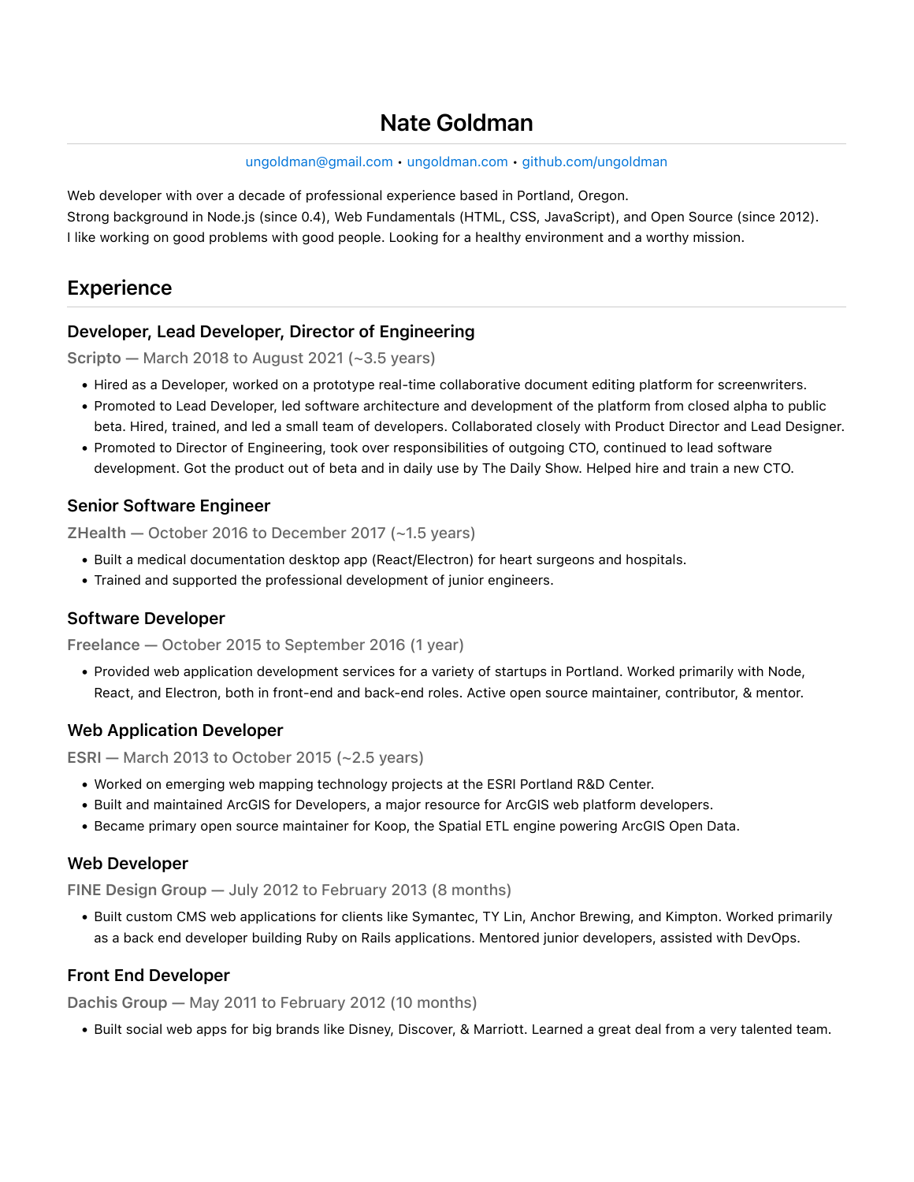# Nate Goldman

ungoldman@gmail.com • ungoldman.com • github.com/ungoldman

Web developer with over a decade of professional experience based in Portland, Oregon.
Strong background in Node.js (since 0.4), Web Fundamentals (HTML, CSS, JavaScript), and Open Source (since 2012).
I like working on good problems with good people. Looking for a healthy environment and a worthy mission.

## Experience

### Developer, Lead Developer, Director of Engineering

**Scripto — March 2018 to August 2021 (~3.5 years)**

- Hired as a Developer, worked on a prototype real-time collaborative document editing platform for screenwriters.
- Promoted to Lead Developer, led software architecture and development of the platform from closed alpha to public beta. Hired, trained, and led a small team of developers. Collaborated closely with Product Director and Lead Designer.
- Promoted to Director of Engineering, took over responsibilities of outgoing CTO, continued to lead software development. Got the product out of beta and in daily use by The Daily Show. Helped hire and train a new CTO.

### Senior Software Engineer

**ZHealth — October 2016 to December 2017 (~1.5 years)**

- Built a medical documentation desktop app (React/Electron) for heart surgeons and hospitals.
- Trained and supported the professional development of junior engineers.

### Software Developer

**Freelance — October 2015 to September 2016 (1 year)**

- Provided web application development services for a variety of startups in Portland. Worked primarily with Node, React, and Electron, both in front-end and back-end roles. Active open source maintainer, contributor, & mentor.

### Web Application Developer

**ESRI — March 2013 to October 2015 (~2.5 years)**

- Worked on emerging web mapping technology projects at the ESRI Portland R&D Center.
- Built and maintained ArcGIS for Developers, a major resource for ArcGIS web platform developers.
- Became primary open source maintainer for Koop, the Spatial ETL engine powering ArcGIS Open Data.

### Web Developer

**FINE Design Group — July 2012 to February 2013 (8 months)**

- Built custom CMS web applications for clients like Symantec, TY Lin, Anchor Brewing, and Kimpton. Worked primarily as a back end developer building Ruby on Rails applications. Mentored junior developers, assisted with DevOps.

### Front End Developer

**Dachis Group — May 2011 to February 2012 (10 months)**

- Built social web apps for big brands like Disney, Discover, & Marriott. Learned a great deal from a very talented team.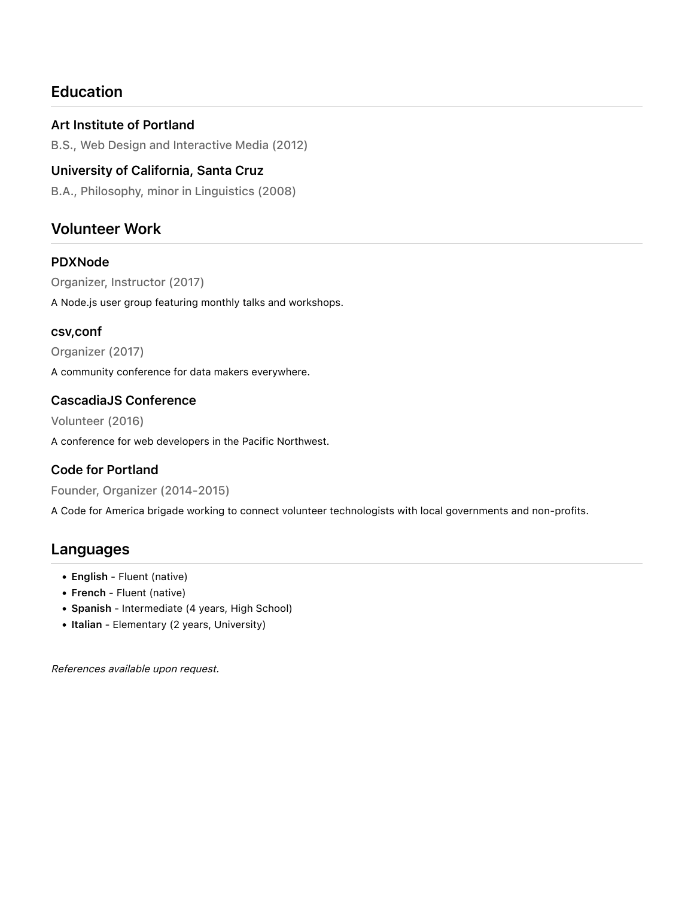## Education

### Art Institute of Portland

B.S., Web Design and Interactive Media (2012)

### University of California, Santa Cruz

B.A., Philosophy, minor in Linguistics (2008)

## Volunteer Work

### PDXNode

Organizer, Instructor (2017)

A Node.js user group featuring monthly talks and workshops.

### csv,conf

Organizer (2017)

A community conference for data makers everywhere.

### CascadiaJS Conference

Volunteer (2016)

A conference for web developers in the Pacific Northwest.

### Code for Portland

Founder, Organizer (2014-2015)

A Code for America brigade working to connect volunteer technologists with local governments and non-profits.

## Languages

- **English** - Fluent (native)
- **French** - Fluent (native)
- **Spanish** - Intermediate (4 years, High School)
- **Italian** - Elementary (2 years, University)

*References available upon request.*